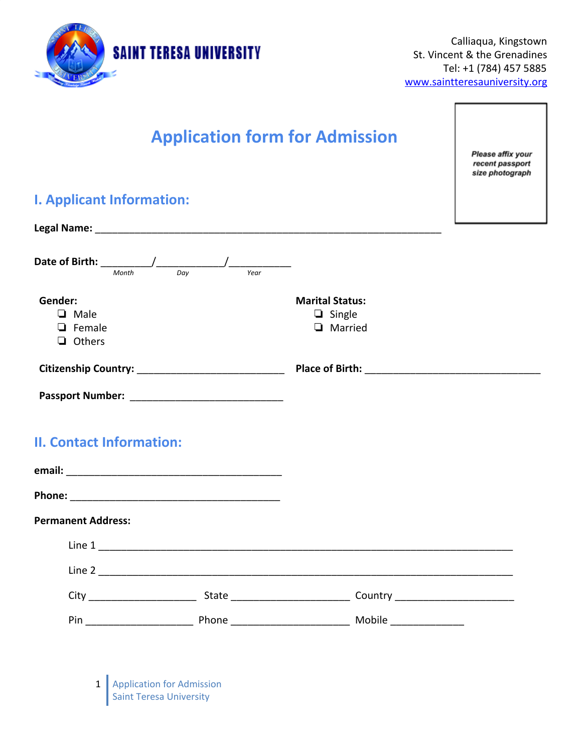**SAINT TERESA UNIVERSITY**

Calliaqua, Kingstown
St. Vincent & the Grenadines
Tel: +1 (784) 457 5885
www.saintteresauniversity.org

# Application form for Admission

*Please affix your recent passport size photograph*

## I. Applicant Information:

**Legal Name:** ________________________________________________________________

**Date of Birth:** _________/____________/___________
*Month* *Day* *Year*

**Gender:**
- ❑ Male
- ❑ Female
- ❑ Others

**Marital Status:**
- ❑ Single
- ❑ Married

**Citizenship Country:** ___________________________

**Place of Birth:** ________________________________

**Passport Number:** ____________________________

## II. Contact Information:

**email:** ________________________________________

**Phone:** ______________________________________

**Permanent Address:**

Line 1 ____________________________________________________________________________

Line 2 ____________________________________________________________________________

City ___________________ State _____________________ Country _____________________

Pin ___________________ Phone _____________________ Mobile _____________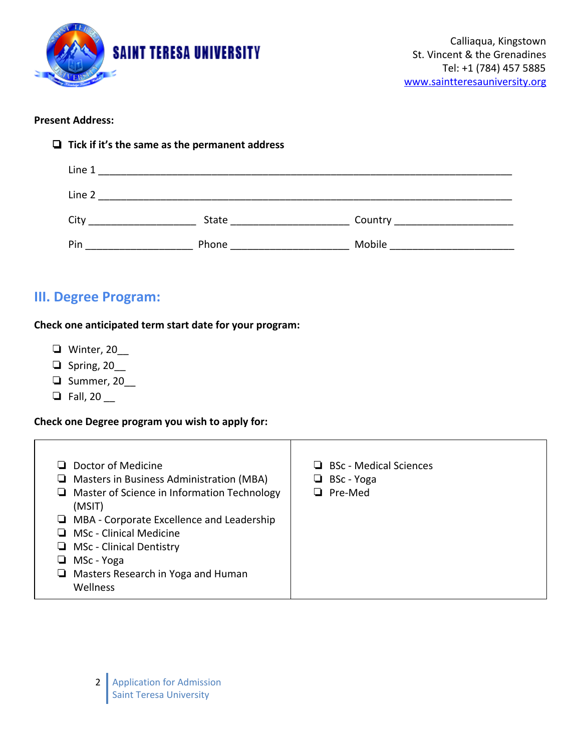**Present Address:**

- ❑ **Tick if it's the same as the permanent address**

Line 1 ______________________________________________________________________

Line 2 ______________________________________________________________________

City ___________________ State _____________________ Country _____________________

Pin ___________________ Phone _____________________ Mobile ______________________

## III. Degree Program:

**Check one anticipated term start date for your program:**

- ❑ Winter, 20__
- ❑ Spring, 20__
- ❑ Summer, 20__
- ❑ Fall, 20 __

**Check one Degree program you wish to apply for:**

| | |
|---|---|
| ❑ Doctor of Medicine<br>❑ Masters in Business Administration (MBA)<br>❑ Master of Science in Information Technology (MSIT)<br>❑ MBA - Corporate Excellence and Leadership<br>❑ MSc - Clinical Medicine<br>❑ MSc - Clinical Dentistry<br>❑ MSc - Yoga<br>❑ Masters Research in Yoga and Human Wellness | ❑ BSc - Medical Sciences<br>❑ BSc - Yoga<br>❑ Pre-Med |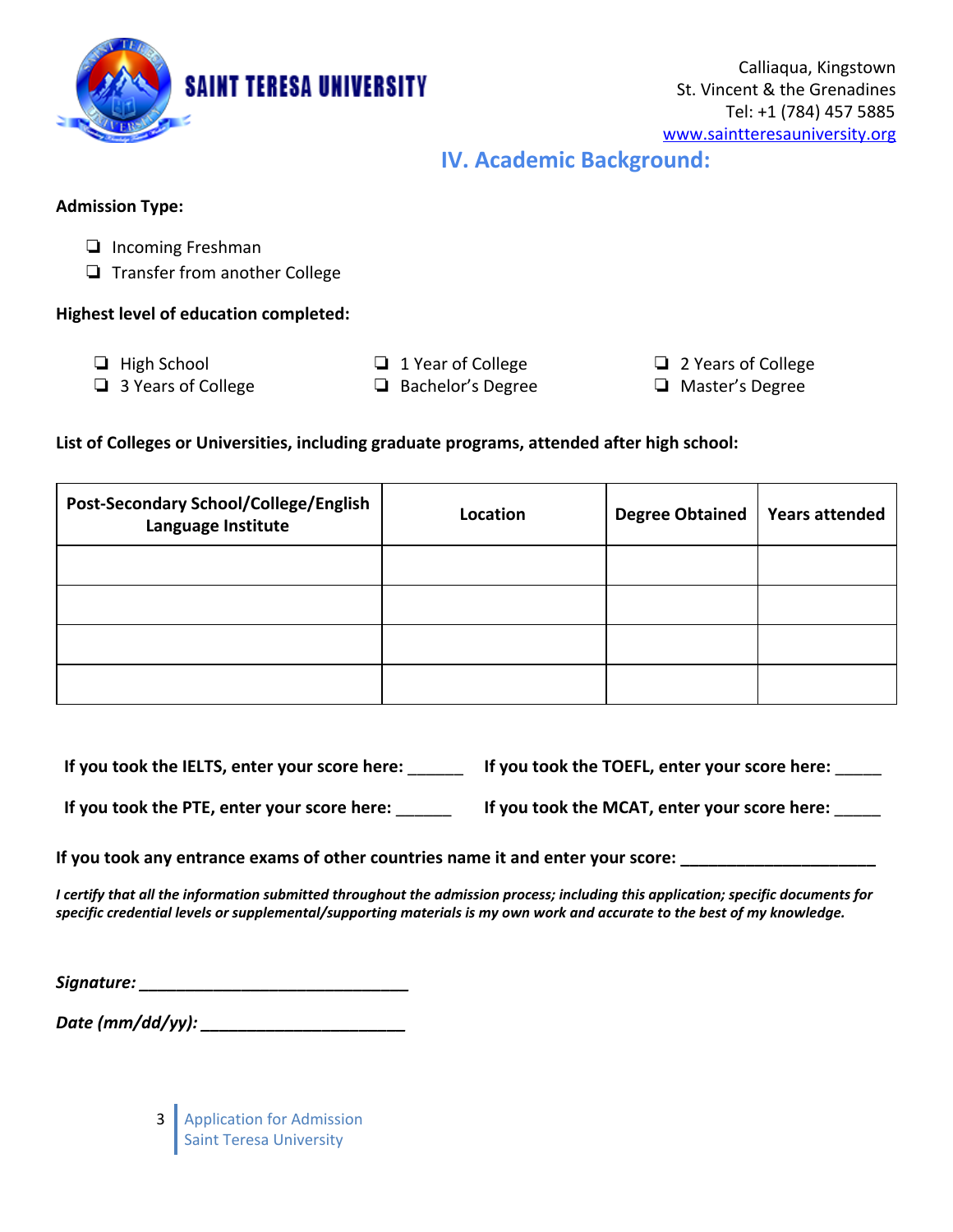**SAINT TERESA UNIVERSITY**

Calliaqua, Kingstown
St. Vincent & the Grenadines
Tel: +1 (784) 457 5885
www.saintteresauniversity.org

## IV. Academic Background:

**Admission Type:**

- ❑ Incoming Freshman
- ❑ Transfer from another College

**Highest level of education completed:**

- ❑ High School
- ❑ 1 Year of College
- ❑ 2 Years of College
- ❑ 3 Years of College
- ❑ Bachelor's Degree
- ❑ Master's Degree

**List of Colleges or Universities, including graduate programs, attended after high school:**

| Post-Secondary School/College/English Language Institute | Location | Degree Obtained | Years attended |
|---|---|---|---|
| | | | |
| | | | |
| | | | |
| | | | |

**If you took the IELTS, enter your score here:** ______

**If you took the TOEFL, enter your score here:** _____

**If you took the PTE, enter your score here:** ______

**If you took the MCAT, enter your score here:** _____

**If you took any entrance exams of other countries name it and enter your score:** _____________________

***I certify that all the information submitted throughout the admission process; including this application; specific documents for specific credential levels or supplemental/supporting materials is my own work and accurate to the best of my knowledge.***

***Signature:*** ______________________________

***Date (mm/dd/yy):*** ______________________